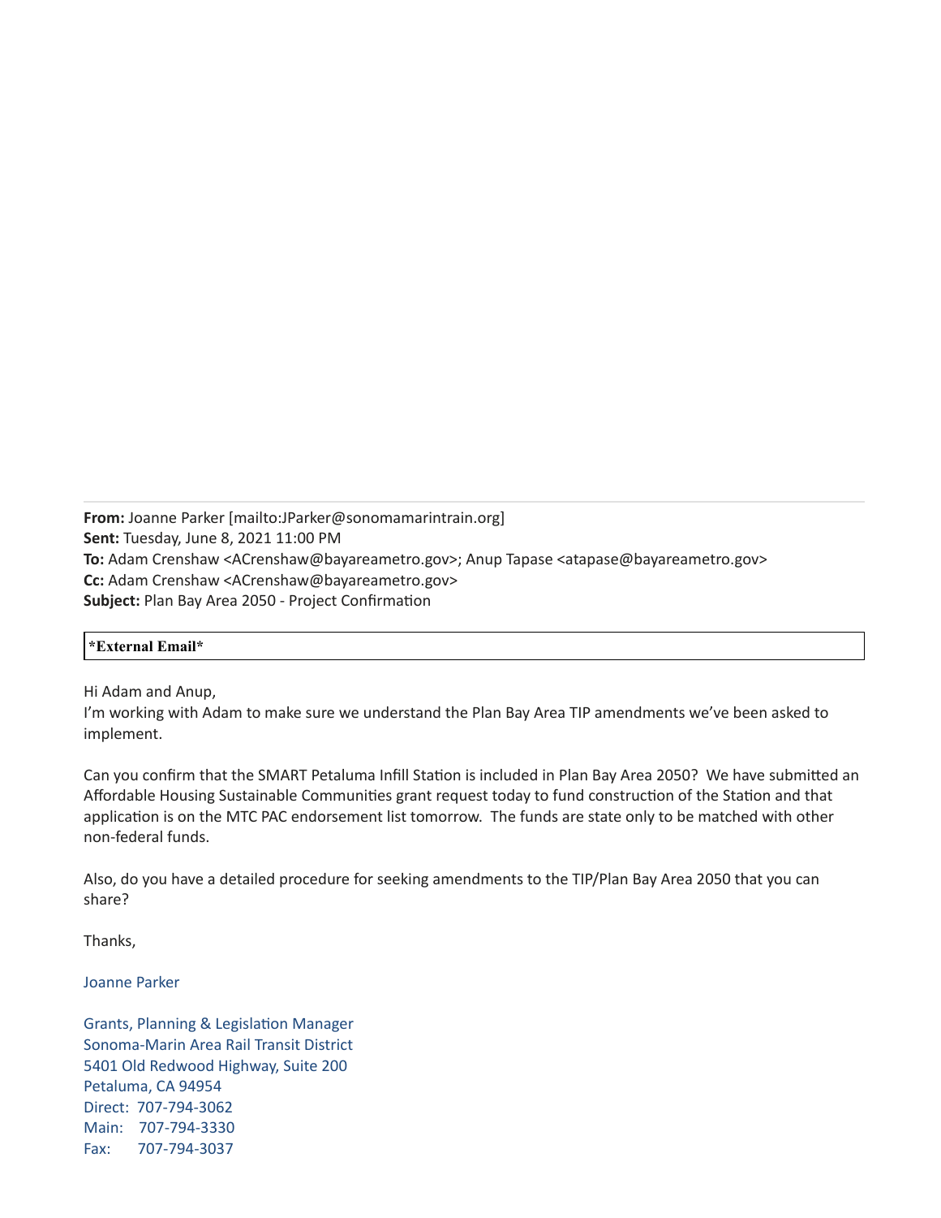**From:** Joanne Parker [mailto:JParker@sonomamarintrain.org]
**Sent:** Tuesday, June 8, 2021 11:00 PM
**To:** Adam Crenshaw <ACrenshaw@bayareametro.gov>; Anup Tapase <atapase@bayareametro.gov>
**Cc:** Adam Crenshaw <ACrenshaw@bayareametro.gov>
**Subject:** Plan Bay Area 2050 - Project Confirmation

**\*External Email\***

Hi Adam and Anup,
I'm working with Adam to make sure we understand the Plan Bay Area TIP amendments we've been asked to implement.

Can you confirm that the SMART Petaluma Infill Station is included in Plan Bay Area 2050? We have submitted an Affordable Housing Sustainable Communities grant request today to fund construction of the Station and that application is on the MTC PAC endorsement list tomorrow. The funds are state only to be matched with other non-federal funds.

Also, do you have a detailed procedure for seeking amendments to the TIP/Plan Bay Area 2050 that you can share?

Thanks,

Joanne Parker

Grants, Planning & Legislation Manager
Sonoma-Marin Area Rail Transit District
5401 Old Redwood Highway, Suite 200
Petaluma, CA 94954
Direct: 707-794-3062
Main: 707-794-3330
Fax: 707-794-3037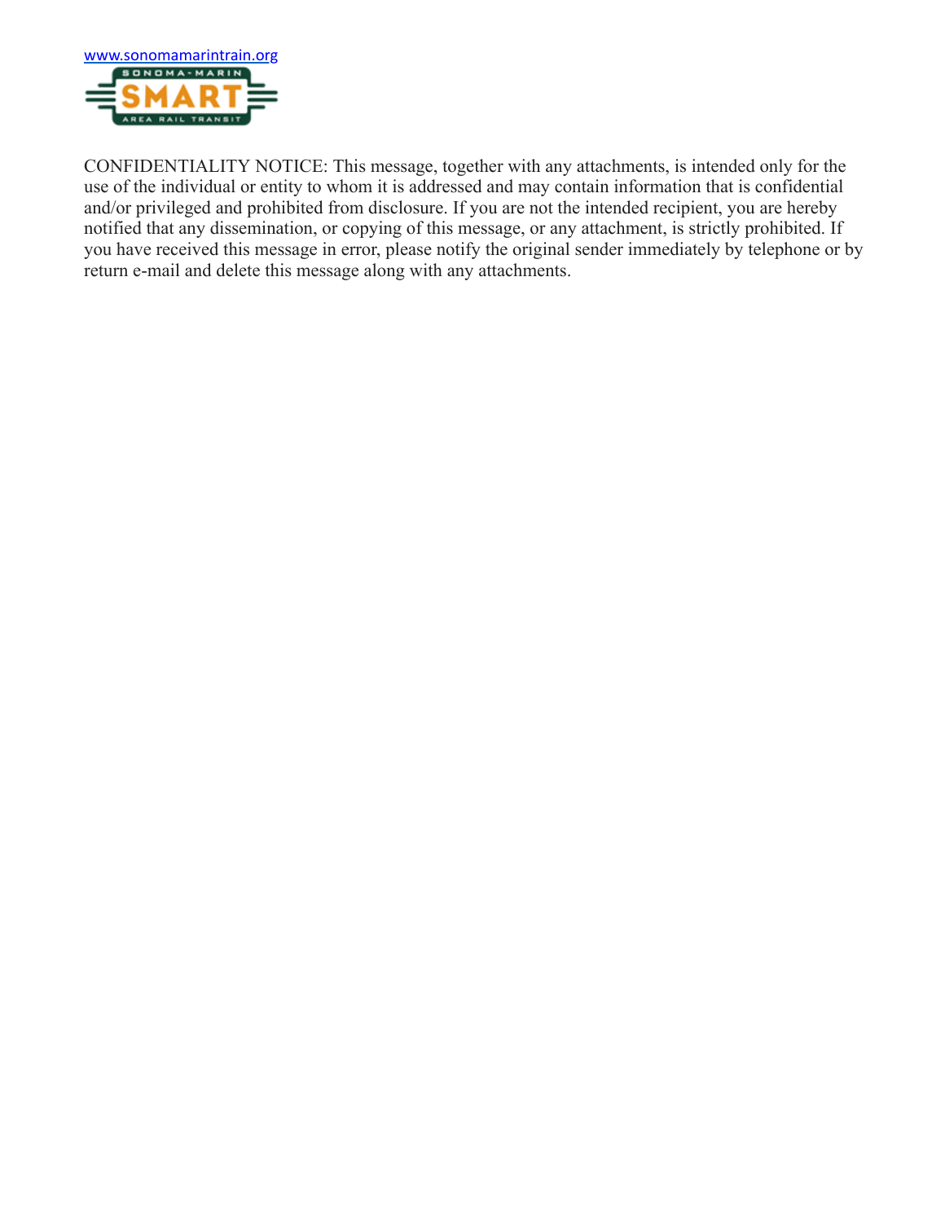www.sonomamarintrain.org

CONFIDENTIALITY NOTICE: This message, together with any attachments, is intended only for the use of the individual or entity to whom it is addressed and may contain information that is confidential and/or privileged and prohibited from disclosure. If you are not the intended recipient, you are hereby notified that any dissemination, or copying of this message, or any attachment, is strictly prohibited. If you have received this message in error, please notify the original sender immediately by telephone or by return e-mail and delete this message along with any attachments.